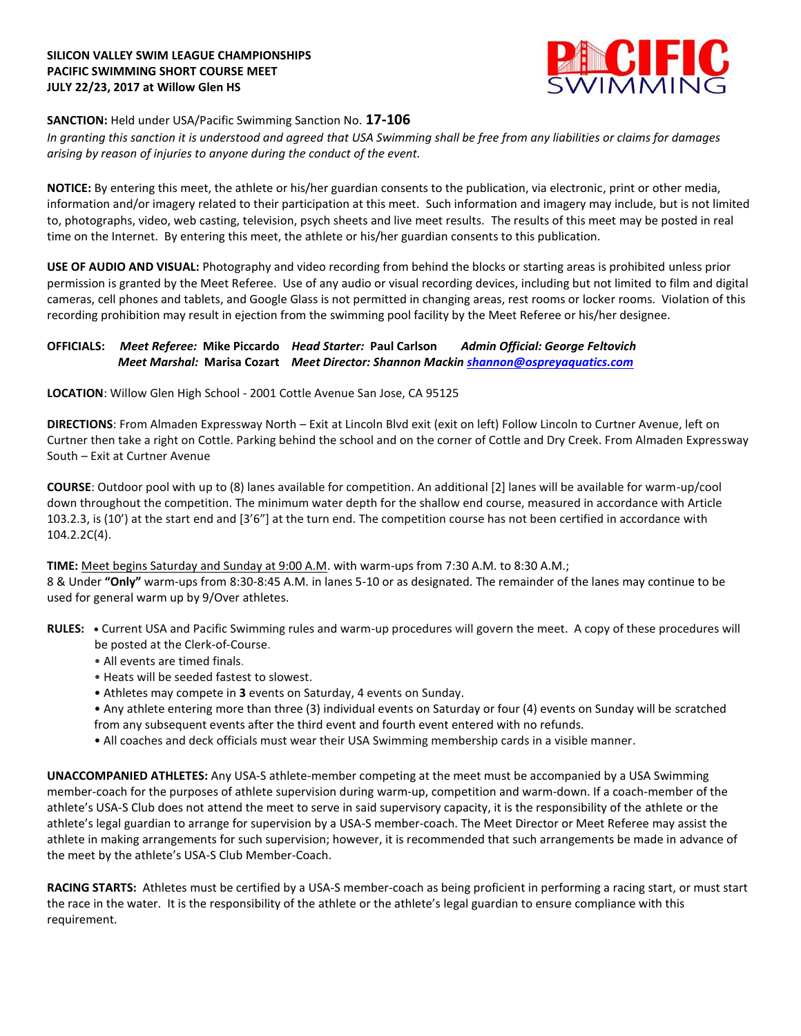**SILICON VALLEY SWIM LEAGUE CHAMPIONSHIPS**
**PACIFIC SWIMMING SHORT COURSE MEET**
**JULY 22/23, 2017 at Willow Glen HS**

PACIFIC SWIMMING

**SANCTION:** Held under USA/Pacific Swimming Sanction No. **17-106**

*In granting this sanction it is understood and agreed that USA Swimming shall be free from any liabilities or claims for damages arising by reason of injuries to anyone during the conduct of the event.*

**NOTICE:** By entering this meet, the athlete or his/her guardian consents to the publication, via electronic, print or other media, information and/or imagery related to their participation at this meet. Such information and imagery may include, but is not limited to, photographs, video, web casting, television, psych sheets and live meet results. The results of this meet may be posted in real time on the Internet. By entering this meet, the athlete or his/her guardian consents to this publication.

**USE OF AUDIO AND VISUAL:** Photography and video recording from behind the blocks or starting areas is prohibited unless prior permission is granted by the Meet Referee. Use of any audio or visual recording devices, including but not limited to film and digital cameras, cell phones and tablets, and Google Glass is not permitted in changing areas, rest rooms or locker rooms. Violation of this recording prohibition may result in ejection from the swimming pool facility by the Meet Referee or his/her designee.

**OFFICIALS:** ***Meet Referee:*** **Mike Piccardo** ***Head Starter:*** **Paul Carlson** ***Admin Official: George Feltovich***
***Meet Marshal:*** **Marisa Cozart** ***Meet Director: Shannon Mackin shannon@ospreyaquatics.com***

**LOCATION**: Willow Glen High School - 2001 Cottle Avenue San Jose, CA 95125

**DIRECTIONS**: From Almaden Expressway North – Exit at Lincoln Blvd exit (exit on left) Follow Lincoln to Curtner Avenue, left on Curtner then take a right on Cottle. Parking behind the school and on the corner of Cottle and Dry Creek. From Almaden Expressway South – Exit at Curtner Avenue

**COURSE**: Outdoor pool with up to (8) lanes available for competition. An additional [2] lanes will be available for warm-up/cool down throughout the competition. The minimum water depth for the shallow end course, measured in accordance with Article 103.2.3, is (10') at the start end and [3'6"] at the turn end. The competition course has not been certified in accordance with 104.2.2C(4).

**TIME:** Meet begins Saturday and Sunday at 9:00 A.M. with warm-ups from 7:30 A.M. to 8:30 A.M.;
8 & Under **"Only"** warm-ups from 8:30-8:45 A.M. in lanes 5-10 or as designated. The remainder of the lanes may continue to be used for general warm up by 9/Over athletes.

**RULES:**
- Current USA and Pacific Swimming rules and warm-up procedures will govern the meet. A copy of these procedures will be posted at the Clerk-of-Course.
- All events are timed finals.
- Heats will be seeded fastest to slowest.
- Athletes may compete in **3** events on Saturday, 4 events on Sunday.
- Any athlete entering more than three (3) individual events on Saturday or four (4) events on Sunday will be scratched from any subsequent events after the third event and fourth event entered with no refunds.
- All coaches and deck officials must wear their USA Swimming membership cards in a visible manner.

**UNACCOMPANIED ATHLETES:** Any USA-S athlete-member competing at the meet must be accompanied by a USA Swimming member-coach for the purposes of athlete supervision during warm-up, competition and warm-down. If a coach-member of the athlete's USA-S Club does not attend the meet to serve in said supervisory capacity, it is the responsibility of the athlete or the athlete's legal guardian to arrange for supervision by a USA-S member-coach. The Meet Director or Meet Referee may assist the athlete in making arrangements for such supervision; however, it is recommended that such arrangements be made in advance of the meet by the athlete's USA-S Club Member-Coach.

**RACING STARTS:** Athletes must be certified by a USA-S member-coach as being proficient in performing a racing start, or must start the race in the water. It is the responsibility of the athlete or the athlete's legal guardian to ensure compliance with this requirement.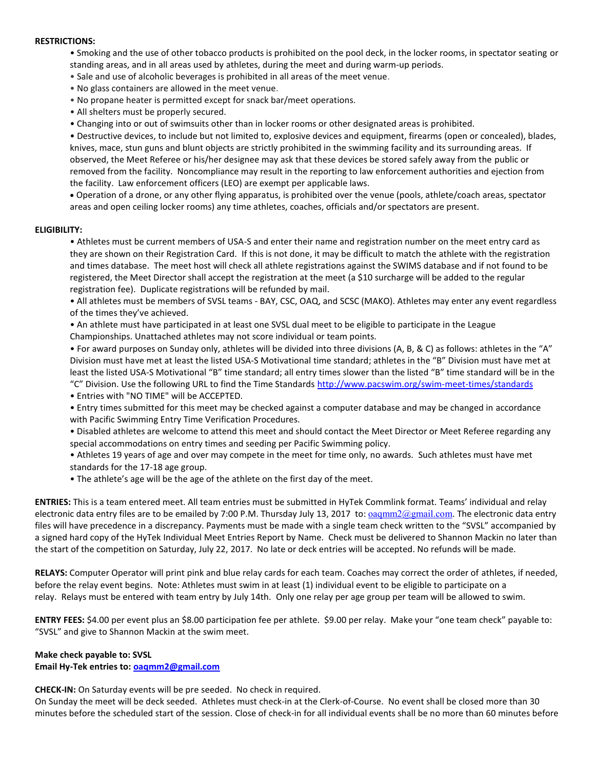**RESTRICTIONS:**

- Smoking and the use of other tobacco products is prohibited on the pool deck, in the locker rooms, in spectator seating or standing areas, and in all areas used by athletes, during the meet and during warm-up periods.
- Sale and use of alcoholic beverages is prohibited in all areas of the meet venue.
- No glass containers are allowed in the meet venue.
- No propane heater is permitted except for snack bar/meet operations.
- All shelters must be properly secured.
- Changing into or out of swimsuits other than in locker rooms or other designated areas is prohibited.
- Destructive devices, to include but not limited to, explosive devices and equipment, firearms (open or concealed), blades, knives, mace, stun guns and blunt objects are strictly prohibited in the swimming facility and its surrounding areas. If observed, the Meet Referee or his/her designee may ask that these devices be stored safely away from the public or removed from the facility. Noncompliance may result in the reporting to law enforcement authorities and ejection from the facility. Law enforcement officers (LEO) are exempt per applicable laws.
- Operation of a drone, or any other flying apparatus, is prohibited over the venue (pools, athlete/coach areas, spectator areas and open ceiling locker rooms) any time athletes, coaches, officials and/or spectators are present.

**ELIGIBILITY:**

- Athletes must be current members of USA-S and enter their name and registration number on the meet entry card as they are shown on their Registration Card. If this is not done, it may be difficult to match the athlete with the registration and times database. The meet host will check all athlete registrations against the SWIMS database and if not found to be registered, the Meet Director shall accept the registration at the meet (a $10 surcharge will be added to the regular registration fee). Duplicate registrations will be refunded by mail.
- All athletes must be members of SVSL teams - BAY, CSC, OAQ, and SCSC (MAKO). Athletes may enter any event regardless of the times they've achieved.
- An athlete must have participated in at least one SVSL dual meet to be eligible to participate in the League Championships. Unattached athletes may not score individual or team points.
- For award purposes on Sunday only, athletes will be divided into three divisions (A, B, & C) as follows: athletes in the "A" Division must have met at least the listed USA-S Motivational time standard; athletes in the "B" Division must have met at least the listed USA-S Motivational "B" time standard; all entry times slower than the listed "B" time standard will be in the "C" Division. Use the following URL to find the Time Standards http://www.pacswim.org/swim-meet-times/standards
- Entries with "NO TIME" will be ACCEPTED.
- Entry times submitted for this meet may be checked against a computer database and may be changed in accordance with Pacific Swimming Entry Time Verification Procedures.
- Disabled athletes are welcome to attend this meet and should contact the Meet Director or Meet Referee regarding any special accommodations on entry times and seeding per Pacific Swimming policy.
- Athletes 19 years of age and over may compete in the meet for time only, no awards. Such athletes must have met standards for the 17-18 age group.
- The athlete's age will be the age of the athlete on the first day of the meet.

**ENTRIES:** This is a team entered meet. All team entries must be submitted in HyTek Commlink format. Teams' individual and relay electronic data entry files are to be emailed by 7:00 P.M. Thursday July 13, 2017 to: oaqmm2@gmail.com. The electronic data entry files will have precedence in a discrepancy. Payments must be made with a single team check written to the "SVSL" accompanied by a signed hard copy of the HyTek Individual Meet Entries Report by Name. Check must be delivered to Shannon Mackin no later than the start of the competition on Saturday, July 22, 2017. No late or deck entries will be accepted. No refunds will be made.

**RELAYS:** Computer Operator will print pink and blue relay cards for each team. Coaches may correct the order of athletes, if needed, before the relay event begins. Note: Athletes must swim in at least (1) individual event to be eligible to participate on a relay. Relays must be entered with team entry by July 14th. Only one relay per age group per team will be allowed to swim.

**ENTRY FEES:** $4.00 per event plus an $8.00 participation fee per athlete. $9.00 per relay. Make your "one team check" payable to: "SVSL" and give to Shannon Mackin at the swim meet.

**Make check payable to: SVSL**
**Email Hy-Tek entries to: oaqmm2@gmail.com**

**CHECK-IN:** On Saturday events will be pre seeded. No check in required.
On Sunday the meet will be deck seeded. Athletes must check-in at the Clerk-of-Course. No event shall be closed more than 30 minutes before the scheduled start of the session. Close of check-in for all individual events shall be no more than 60 minutes before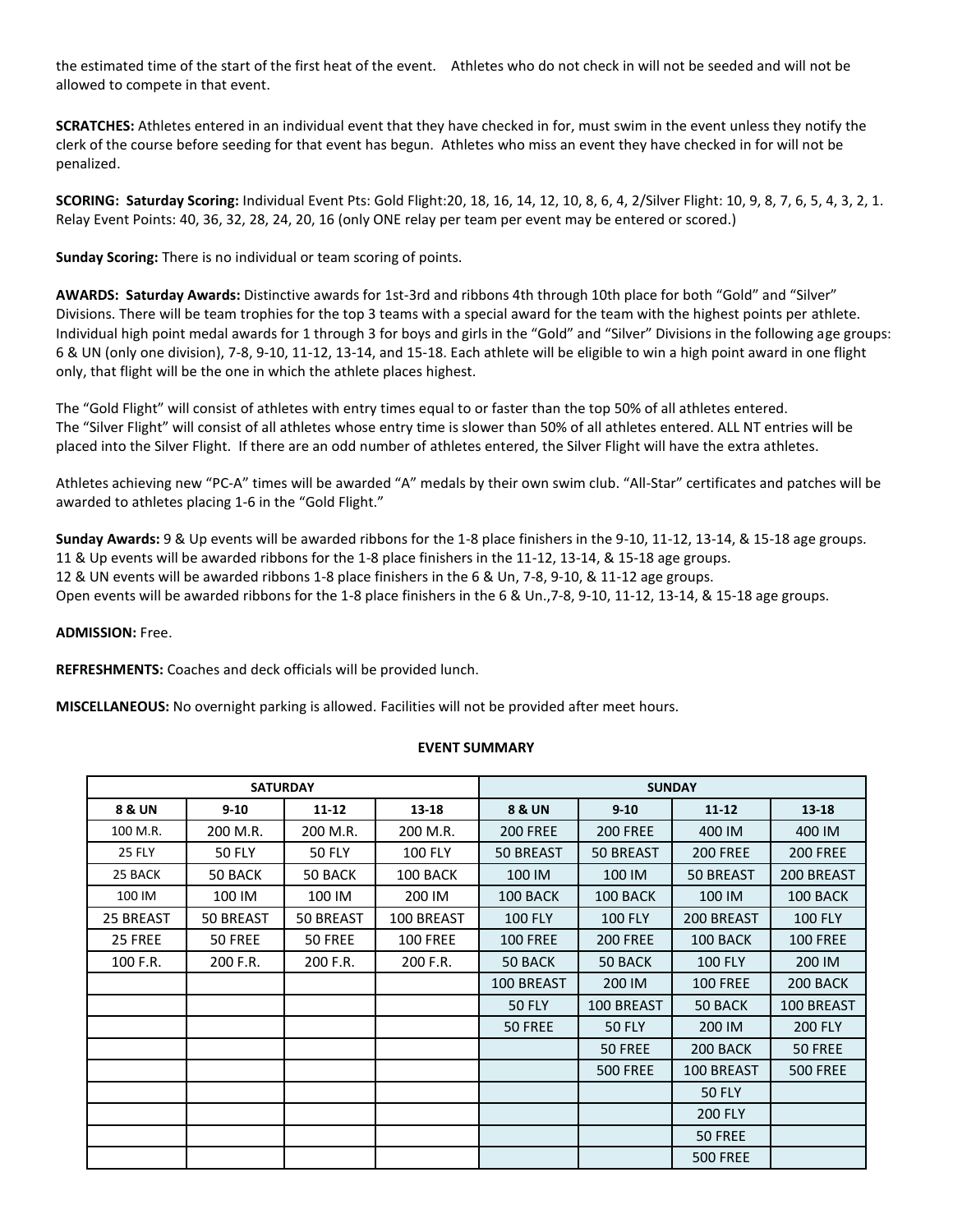the estimated time of the start of the first heat of the event. Athletes who do not check in will not be seeded and will not be allowed to compete in that event.

**SCRATCHES:** Athletes entered in an individual event that they have checked in for, must swim in the event unless they notify the clerk of the course before seeding for that event has begun. Athletes who miss an event they have checked in for will not be penalized.

**SCORING: Saturday Scoring:** Individual Event Pts: Gold Flight:20, 18, 16, 14, 12, 10, 8, 6, 4, 2/Silver Flight: 10, 9, 8, 7, 6, 5, 4, 3, 2, 1. Relay Event Points: 40, 36, 32, 28, 24, 20, 16 (only ONE relay per team per event may be entered or scored.)

**Sunday Scoring:** There is no individual or team scoring of points.

**AWARDS: Saturday Awards:** Distinctive awards for 1st-3rd and ribbons 4th through 10th place for both "Gold" and "Silver" Divisions. There will be team trophies for the top 3 teams with a special award for the team with the highest points per athlete. Individual high point medal awards for 1 through 3 for boys and girls in the "Gold" and "Silver" Divisions in the following age groups: 6 & UN (only one division), 7-8, 9-10, 11-12, 13-14, and 15-18. Each athlete will be eligible to win a high point award in one flight only, that flight will be the one in which the athlete places highest.

The "Gold Flight" will consist of athletes with entry times equal to or faster than the top 50% of all athletes entered.
The "Silver Flight" will consist of all athletes whose entry time is slower than 50% of all athletes entered. ALL NT entries will be placed into the Silver Flight. If there are an odd number of athletes entered, the Silver Flight will have the extra athletes.

Athletes achieving new "PC-A" times will be awarded "A" medals by their own swim club. "All-Star" certificates and patches will be awarded to athletes placing 1-6 in the "Gold Flight."

**Sunday Awards:** 9 & Up events will be awarded ribbons for the 1-8 place finishers in the 9-10, 11-12, 13-14, & 15-18 age groups.
11 & Up events will be awarded ribbons for the 1-8 place finishers in the 11-12, 13-14, & 15-18 age groups.
12 & UN events will be awarded ribbons 1-8 place finishers in the 6 & Un, 7-8, 9-10, & 11-12 age groups.
Open events will be awarded ribbons for the 1-8 place finishers in the 6 & Un.,7-8, 9-10, 11-12, 13-14, & 15-18 age groups.

**ADMISSION:** Free.

**REFRESHMENTS:** Coaches and deck officials will be provided lunch.

**MISCELLANEOUS:** No overnight parking is allowed. Facilities will not be provided after meet hours.

**EVENT SUMMARY**

| SATURDAY | | | | SUNDAY | | | |
|---|---|---|---|---|---|---|---|
| **8 & UN** | **9-10** | **11-12** | **13-18** | **8 & UN** | **9-10** | **11-12** | **13-18** |
| 100 M.R. | 200 M.R. | 200 M.R. | 200 M.R. | 200 FREE | 200 FREE | 400 IM | 400 IM |
| 25 FLY | 50 FLY | 50 FLY | 100 FLY | 50 BREAST | 50 BREAST | 200 FREE | 200 FREE |
| 25 BACK | 50 BACK | 50 BACK | 100 BACK | 100 IM | 100 IM | 50 BREAST | 200 BREAST |
| 100 IM | 100 IM | 100 IM | 200 IM | 100 BACK | 100 BACK | 100 IM | 100 BACK |
| 25 BREAST | 50 BREAST | 50 BREAST | 100 BREAST | 100 FLY | 100 FLY | 200 BREAST | 100 FLY |
| 25 FREE | 50 FREE | 50 FREE | 100 FREE | 100 FREE | 200 FREE | 100 BACK | 100 FREE |
| 100 F.R. | 200 F.R. | 200 F.R. | 200 F.R. | 50 BACK | 50 BACK | 100 FLY | 200 IM |
| | | | | 100 BREAST | 200 IM | 100 FREE | 200 BACK |
| | | | | 50 FLY | 100 BREAST | 50 BACK | 100 BREAST |
| | | | | 50 FREE | 50 FLY | 200 IM | 200 FLY |
| | | | | | 50 FREE | 200 BACK | 50 FREE |
| | | | | | 500 FREE | 100 BREAST | 500 FREE |
| | | | | | | 50 FLY | |
| | | | | | | 200 FLY | |
| | | | | | | 50 FREE | |
| | | | | | | 500 FREE | |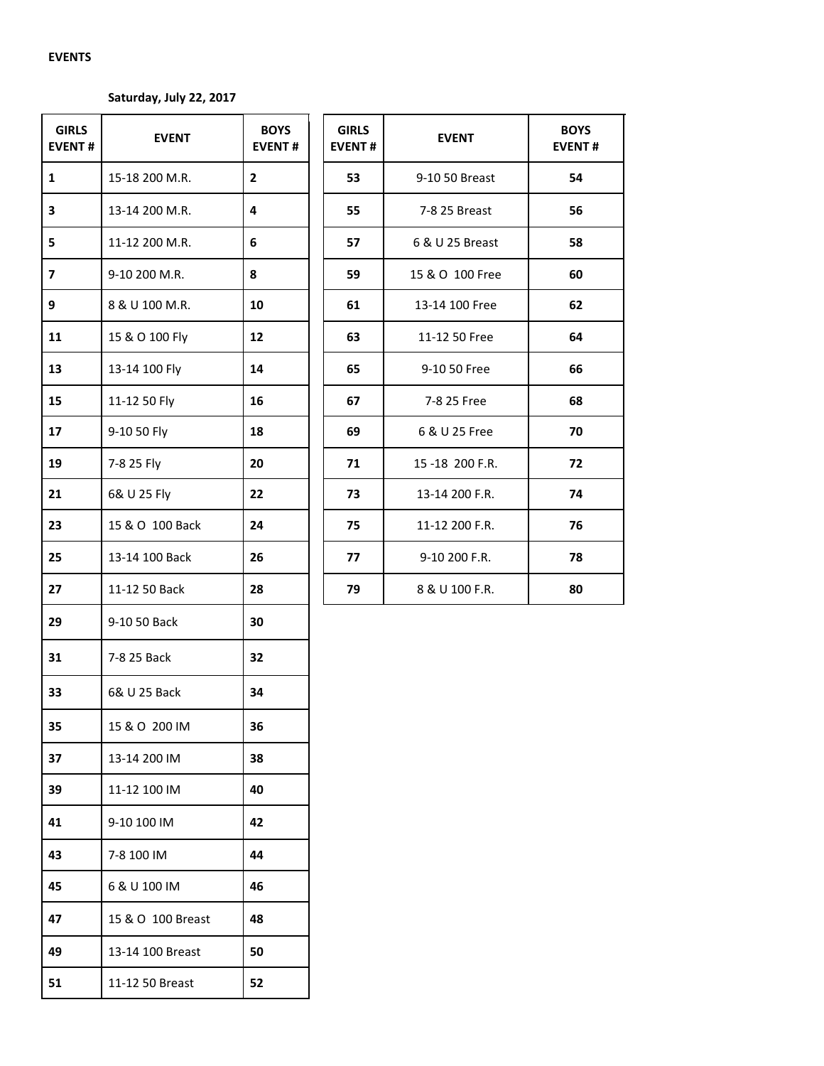**EVENTS**

**Saturday, July 22, 2017**

| GIRLS EVENT # | EVENT | BOYS EVENT # |
|---|---|---|
| **1** | 15-18 200 M.R. | **2** |
| **3** | 13-14 200 M.R. | **4** |
| **5** | 11-12 200 M.R. | **6** |
| **7** | 9-10 200 M.R. | **8** |
| **9** | 8 & U 100 M.R. | **10** |
| **11** | 15 & O 100 Fly | **12** |
| **13** | 13-14 100 Fly | **14** |
| **15** | 11-12 50 Fly | **16** |
| **17** | 9-10 50 Fly | **18** |
| **19** | 7-8 25 Fly | **20** |
| **21** | 6& U 25 Fly | **22** |
| **23** | 15 & O 100 Back | **24** |
| **25** | 13-14 100 Back | **26** |
| **27** | 11-12 50 Back | **28** |
| **29** | 9-10 50 Back | **30** |
| **31** | 7-8 25 Back | **32** |
| **33** | 6& U 25 Back | **34** |
| **35** | 15 & O 200 IM | **36** |
| **37** | 13-14 200 IM | **38** |
| **39** | 11-12 100 IM | **40** |
| **41** | 9-10 100 IM | **42** |
| **43** | 7-8 100 IM | **44** |
| **45** | 6 & U 100 IM | **46** |
| **47** | 15 & O 100 Breast | **48** |
| **49** | 13-14 100 Breast | **50** |
| **51** | 11-12 50 Breast | **52** |

| GIRLS EVENT # | EVENT | BOYS EVENT # |
|---|---|---|
| **53** | 9-10 50 Breast | **54** |
| **55** | 7-8 25 Breast | **56** |
| **57** | 6 & U 25 Breast | **58** |
| **59** | 15 & O 100 Free | **60** |
| **61** | 13-14 100 Free | **62** |
| **63** | 11-12 50 Free | **64** |
| **65** | 9-10 50 Free | **66** |
| **67** | 7-8 25 Free | **68** |
| **69** | 6 & U 25 Free | **70** |
| **71** | 15 -18 200 F.R. | **72** |
| **73** | 13-14 200 F.R. | **74** |
| **75** | 11-12 200 F.R. | **76** |
| **77** | 9-10 200 F.R. | **78** |
| **79** | 8 & U 100 F.R. | **80** |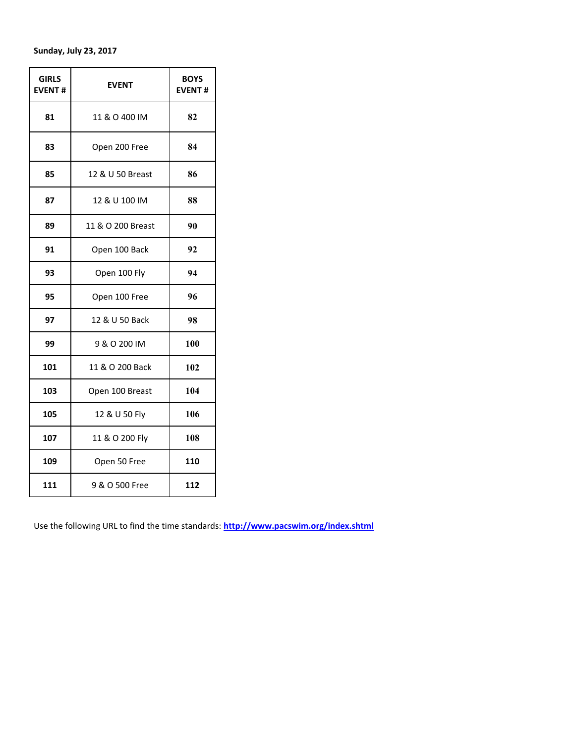**Sunday, July 23, 2017**

| GIRLS EVENT # | EVENT | BOYS EVENT # |
|---|---|---|
| **81** | 11 & O 400 IM | **82** |
| **83** | Open 200 Free | **84** |
| **85** | 12 & U 50 Breast | **86** |
| **87** | 12 & U 100 IM | **88** |
| **89** | 11 & O 200 Breast | **90** |
| **91** | Open 100 Back | **92** |
| **93** | Open 100 Fly | **94** |
| **95** | Open 100 Free | **96** |
| **97** | 12 & U 50 Back | **98** |
| **99** | 9 & O 200 IM | **100** |
| **101** | 11 & O 200 Back | **102** |
| **103** | Open 100 Breast | **104** |
| **105** | 12 & U 50 Fly | **106** |
| **107** | 11 & O 200 Fly | **108** |
| **109** | Open 50 Free | **110** |
| **111** | 9 & O 500 Free | **112** |

Use the following URL to find the time standards: **http://www.pacswim.org/index.shtml**